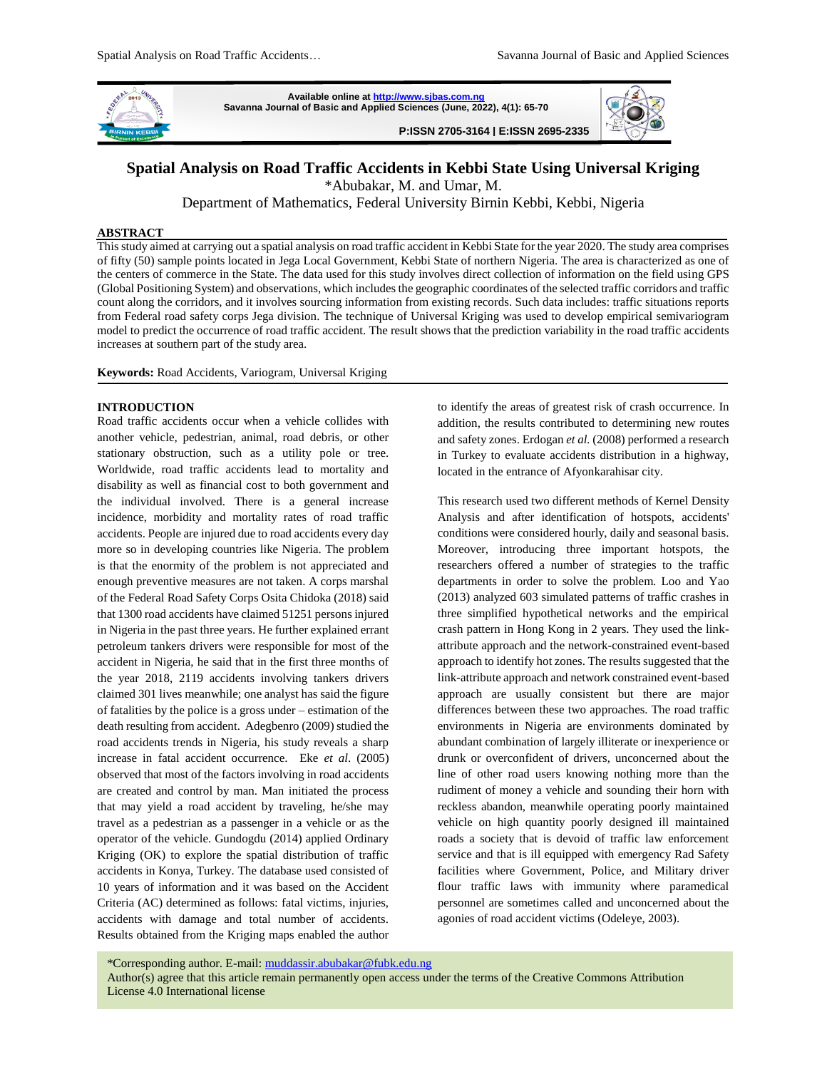Available online at http://www.sjbas.com.ng
Savanna Journal of Basic and Applied Sciences (June, 2022), 4(1): 65-70

P:ISSN 2705-3164 | E:ISSN 2695-2335

# Spatial Analysis on Road Traffic Accidents in Kebbi State Using Universal Kriging

*Abubakar, M. and Umar, M.

Department of Mathematics, Federal University Birnin Kebbi, Kebbi, Nigeria

## ABSTRACT

This study aimed at carrying out a spatial analysis on road traffic accident in Kebbi State for the year 2020. The study area comprises of fifty (50) sample points located in Jega Local Government, Kebbi State of northern Nigeria. The area is characterized as one of the centers of commerce in the State. The data used for this study involves direct collection of information on the field using GPS (Global Positioning System) and observations, which includes the geographic coordinates of the selected traffic corridors and traffic count along the corridors, and it involves sourcing information from existing records. Such data includes: traffic situations reports from Federal road safety corps Jega division. The technique of Universal Kriging was used to develop empirical semivariogram model to predict the occurrence of road traffic accident. The result shows that the prediction variability in the road traffic accidents increases at southern part of the study area.

**Keywords:** Road Accidents, Variogram, Universal Kriging

## INTRODUCTION

Road traffic accidents occur when a vehicle collides with another vehicle, pedestrian, animal, road debris, or other stationary obstruction, such as a utility pole or tree. Worldwide, road traffic accidents lead to mortality and disability as well as financial cost to both government and the individual involved. There is a general increase incidence, morbidity and mortality rates of road traffic accidents. People are injured due to road accidents every day more so in developing countries like Nigeria. The problem is that the enormity of the problem is not appreciated and enough preventive measures are not taken. A corps marshal of the Federal Road Safety Corps Osita Chidoka (2018) said that 1300 road accidents have claimed 51251 persons injured in Nigeria in the past three years. He further explained errant petroleum tankers drivers were responsible for most of the accident in Nigeria, he said that in the first three months of the year 2018, 2119 accidents involving tankers drivers claimed 301 lives meanwhile; one analyst has said the figure of fatalities by the police is a gross under – estimation of the death resulting from accident. Adegbenro (2009) studied the road accidents trends in Nigeria, his study reveals a sharp increase in fatal accident occurrence. Eke *et al*. (2005) observed that most of the factors involving in road accidents are created and control by man. Man initiated the process that may yield a road accident by traveling, he/she may travel as a passenger in a vehicle or as the operator of the vehicle. Gundogdu (2014) applied Ordinary Kriging (OK) to explore the spatial distribution of traffic accidents in Konya, Turkey. The database used consisted of 10 years of information and it was based on the Accident Criteria (AC) determined as follows: fatal victims, injuries, accidents with damage and total number of accidents. Results obtained from the Kriging maps enabled the author to identify the areas of greatest risk of crash occurrence. In addition, the results contributed to determining new routes and safety zones. Erdogan *et al.* (2008) performed a research in Turkey to evaluate accidents distribution in a highway, located in the entrance of Afyonkarahisar city.

This research used two different methods of Kernel Density Analysis and after identification of hotspots, accidents' conditions were considered hourly, daily and seasonal basis. Moreover, introducing three important hotspots, the researchers offered a number of strategies to the traffic departments in order to solve the problem. Loo and Yao (2013) analyzed 603 simulated patterns of traffic crashes in three simplified hypothetical networks and the empirical crash pattern in Hong Kong in 2 years. They used the link-attribute approach and the network-constrained event-based approach to identify hot zones. The results suggested that the link-attribute approach and network constrained event-based approach are usually consistent but there are major differences between these two approaches. The road traffic environments in Nigeria are environments dominated by abundant combination of largely illiterate or inexperience or drunk or overconfident of drivers, unconcerned about the line of other road users knowing nothing more than the rudiment of money a vehicle and sounding their horn with reckless abandon, meanwhile operating poorly maintained vehicle on high quantity poorly designed ill maintained roads a society that is devoid of traffic law enforcement service and that is ill equipped with emergency Rad Safety facilities where Government, Police, and Military driver flour traffic laws with immunity where paramedical personnel are sometimes called and unconcerned about the agonies of road accident victims (Odeleye, 2003).

*Corresponding author. E-mail: muddassir.abubakar@fubk.edu.ng
Author(s) agree that this article remain permanently open access under the terms of the Creative Commons Attribution License 4.0 International license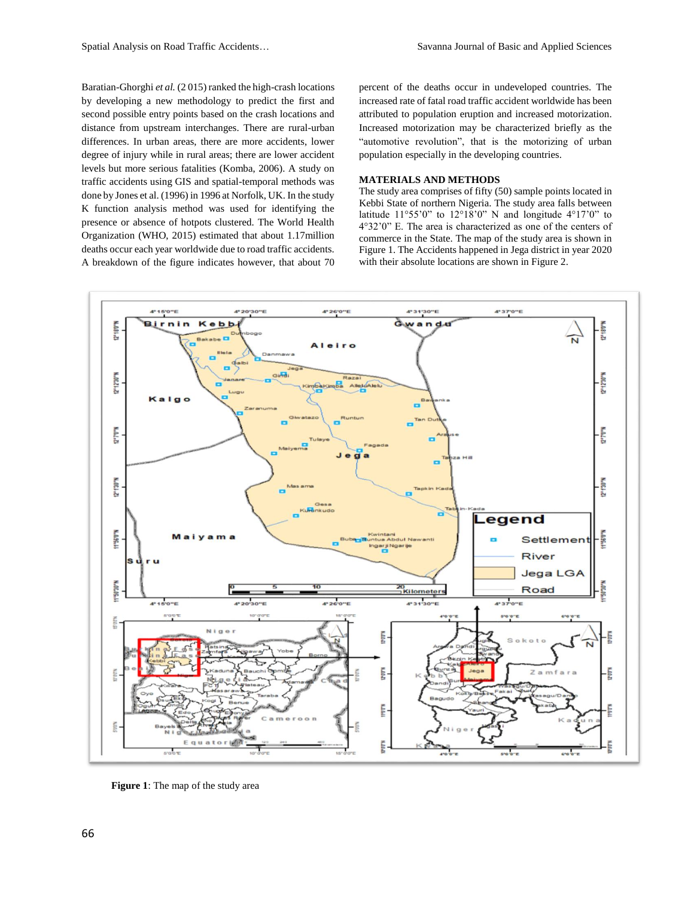Baratian-Ghorghi *et al.* (2 015) ranked the high-crash locations by developing a new methodology to predict the first and second possible entry points based on the crash locations and distance from upstream interchanges. There are rural-urban differences. In urban areas, there are more accidents, lower degree of injury while in rural areas; there are lower accident levels but more serious fatalities (Komba, 2006). A study on traffic accidents using GIS and spatial-temporal methods was done by Jones et al. (1996) in 1996 at Norfolk, UK. In the study K function analysis method was used for identifying the presence or absence of hotpots clustered. The World Health Organization (WHO, 2015) estimated that about 1.17million deaths occur each year worldwide due to road traffic accidents. A breakdown of the figure indicates however, that about 70 percent of the deaths occur in undeveloped countries. The increased rate of fatal road traffic accident worldwide has been attributed to population eruption and increased motorization. Increased motorization may be characterized briefly as the "automotive revolution", that is the motorizing of urban population especially in the developing countries.

## MATERIALS AND METHODS

The study area comprises of fifty (50) sample points located in Kebbi State of northern Nigeria. The study area falls between latitude 11°55'0" to 12°18'0" N and longitude 4°17'0" to 4°32'0" E. The area is characterized as one of the centers of commerce in the State. The map of the study area is shown in Figure 1. The Accidents happened in Jega district in year 2020 with their absolute locations are shown in Figure 2.

**Figure 1**: The map of the study area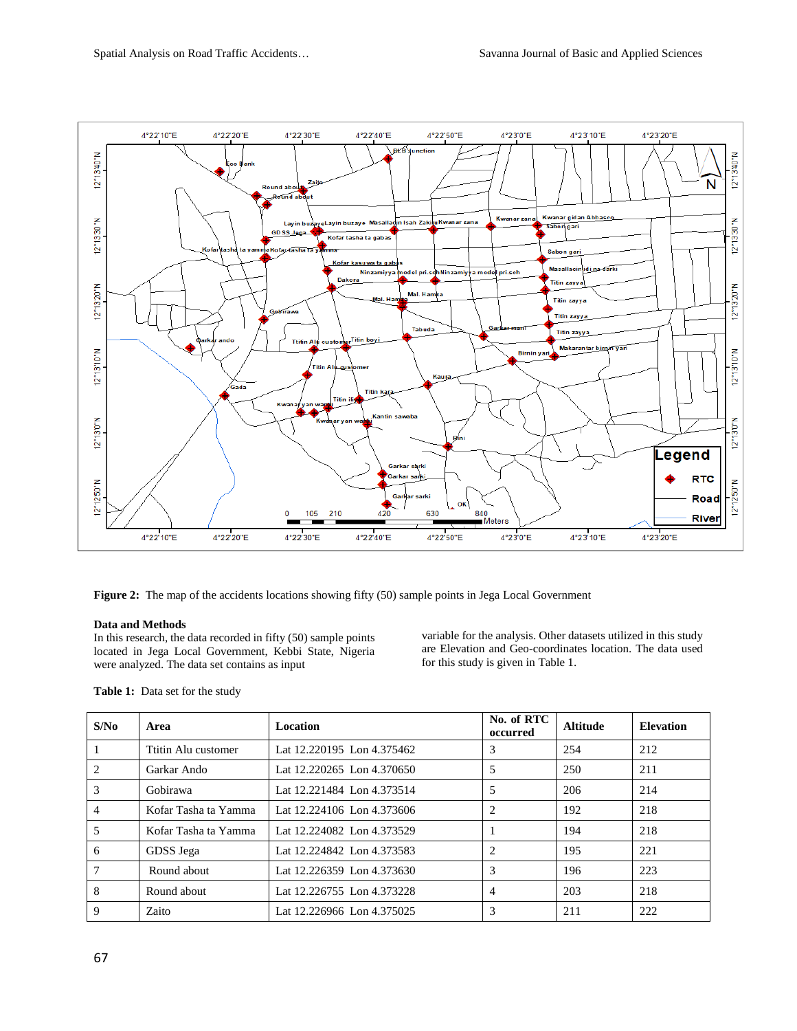**Figure 2:** The map of the accidents locations showing fifty (50) sample points in Jega Local Government

**Data and Methods**

In this research, the data recorded in fifty (50) sample points located in Jega Local Government, Kebbi State, Nigeria were analyzed. The data set contains as input variable for the analysis. Other datasets utilized in this study are Elevation and Geo-coordinates location. The data used for this study is given in Table 1.

**Table 1:** Data set for the study

| S/No | Area | Location | No. of RTC occurred | Altitude | Elevation |
|---|---|---|---|---|---|
| 1 | Ttitin Alu customer | Lat 12.220195 Lon 4.375462 | 3 | 254 | 212 |
| 2 | Garkar Ando | Lat 12.220265 Lon 4.370650 | 5 | 250 | 211 |
| 3 | Gobirawa | Lat 12.221484 Lon 4.373514 | 5 | 206 | 214 |
| 4 | Kofar Tasha ta Yamma | Lat 12.224106 Lon 4.373606 | 2 | 192 | 218 |
| 5 | Kofar Tasha ta Yamma | Lat 12.224082 Lon 4.373529 | 1 | 194 | 218 |
| 6 | GDSS Jega | Lat 12.224842 Lon 4.373583 | 2 | 195 | 221 |
| 7 | Round about | Lat 12.226359 Lon 4.373630 | 3 | 196 | 223 |
| 8 | Round about | Lat 12.226755 Lon 4.373228 | 4 | 203 | 218 |
| 9 | Zaito | Lat 12.226966 Lon 4.375025 | 3 | 211 | 222 |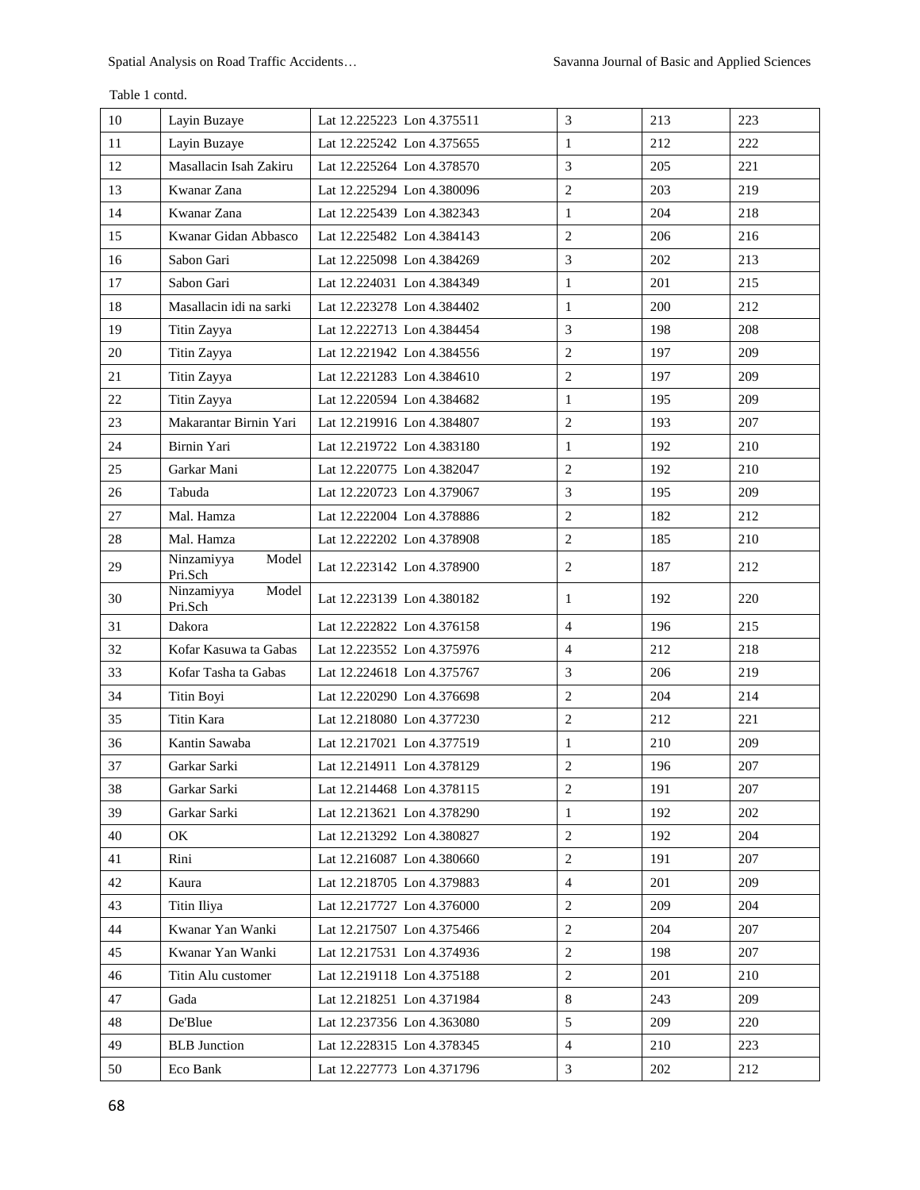Table 1 contd.

| | | | | | |
|---|---|---|---|---|---|
| 10 | Layin Buzaye | Lat 12.225223 Lon 4.375511 | 3 | 213 | 223 |
| 11 | Layin Buzaye | Lat 12.225242 Lon 4.375655 | 1 | 212 | 222 |
| 12 | Masallacin Isah Zakiru | Lat 12.225264 Lon 4.378570 | 3 | 205 | 221 |
| 13 | Kwanar Zana | Lat 12.225294 Lon 4.380096 | 2 | 203 | 219 |
| 14 | Kwanar Zana | Lat 12.225439 Lon 4.382343 | 1 | 204 | 218 |
| 15 | Kwanar Gidan Abbasco | Lat 12.225482 Lon 4.384143 | 2 | 206 | 216 |
| 16 | Sabon Gari | Lat 12.225098 Lon 4.384269 | 3 | 202 | 213 |
| 17 | Sabon Gari | Lat 12.224031 Lon 4.384349 | 1 | 201 | 215 |
| 18 | Masallacin idi na sarki | Lat 12.223278 Lon 4.384402 | 1 | 200 | 212 |
| 19 | Titin Zayya | Lat 12.222713 Lon 4.384454 | 3 | 198 | 208 |
| 20 | Titin Zayya | Lat 12.221942 Lon 4.384556 | 2 | 197 | 209 |
| 21 | Titin Zayya | Lat 12.221283 Lon 4.384610 | 2 | 197 | 209 |
| 22 | Titin Zayya | Lat 12.220594 Lon 4.384682 | 1 | 195 | 209 |
| 23 | Makarantar Birnin Yari | Lat 12.219916 Lon 4.384807 | 2 | 193 | 207 |
| 24 | Birnin Yari | Lat 12.219722 Lon 4.383180 | 1 | 192 | 210 |
| 25 | Garkar Mani | Lat 12.220775 Lon 4.382047 | 2 | 192 | 210 |
| 26 | Tabuda | Lat 12.220723 Lon 4.379067 | 3 | 195 | 209 |
| 27 | Mal. Hamza | Lat 12.222004 Lon 4.378886 | 2 | 182 | 212 |
| 28 | Mal. Hamza | Lat 12.222202 Lon 4.378908 | 2 | 185 | 210 |
| 29 | Ninzamiyya Model Pri.Sch | Lat 12.223142 Lon 4.378900 | 2 | 187 | 212 |
| 30 | Ninzamiyya Model Pri.Sch | Lat 12.223139 Lon 4.380182 | 1 | 192 | 220 |
| 31 | Dakora | Lat 12.222822 Lon 4.376158 | 4 | 196 | 215 |
| 32 | Kofar Kasuwa ta Gabas | Lat 12.223552 Lon 4.375976 | 4 | 212 | 218 |
| 33 | Kofar Tasha ta Gabas | Lat 12.224618 Lon 4.375767 | 3 | 206 | 219 |
| 34 | Titin Boyi | Lat 12.220290 Lon 4.376698 | 2 | 204 | 214 |
| 35 | Titin Kara | Lat 12.218080 Lon 4.377230 | 2 | 212 | 221 |
| 36 | Kantin Sawaba | Lat 12.217021 Lon 4.377519 | 1 | 210 | 209 |
| 37 | Garkar Sarki | Lat 12.214911 Lon 4.378129 | 2 | 196 | 207 |
| 38 | Garkar Sarki | Lat 12.214468 Lon 4.378115 | 2 | 191 | 207 |
| 39 | Garkar Sarki | Lat 12.213621 Lon 4.378290 | 1 | 192 | 202 |
| 40 | OK | Lat 12.213292 Lon 4.380827 | 2 | 192 | 204 |
| 41 | Rini | Lat 12.216087 Lon 4.380660 | 2 | 191 | 207 |
| 42 | Kaura | Lat 12.218705 Lon 4.379883 | 4 | 201 | 209 |
| 43 | Titin Iliya | Lat 12.217727 Lon 4.376000 | 2 | 209 | 204 |
| 44 | Kwanar Yan Wanki | Lat 12.217507 Lon 4.375466 | 2 | 204 | 207 |
| 45 | Kwanar Yan Wanki | Lat 12.217531 Lon 4.374936 | 2 | 198 | 207 |
| 46 | Titin Alu customer | Lat 12.219118 Lon 4.375188 | 2 | 201 | 210 |
| 47 | Gada | Lat 12.218251 Lon 4.371984 | 8 | 243 | 209 |
| 48 | De'Blue | Lat 12.237356 Lon 4.363080 | 5 | 209 | 220 |
| 49 | BLB Junction | Lat 12.228315 Lon 4.378345 | 4 | 210 | 223 |
| 50 | Eco Bank | Lat 12.227773 Lon 4.371796 | 3 | 202 | 212 |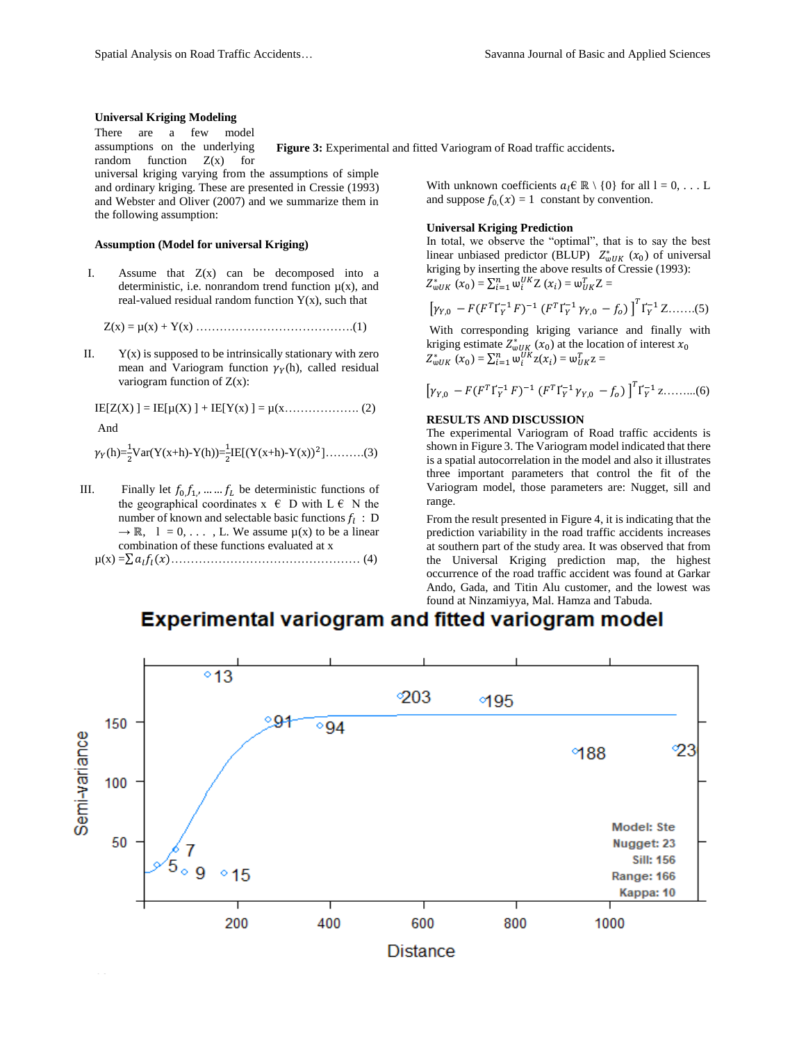### Universal Kriging Modeling

There are a few model assumptions on the underlying random function Z(x) for universal kriging varying from the assumptions of simple and ordinary kriging. These are presented in Cressie (1993) and Webster and Oliver (2007) and we summarize them in the following assumption:

**Assumption (Model for universal Kriging)**

I. Assume that Z(x) can be decomposed into a deterministic, i.e. nonrandom trend function μ(x), and real-valued residual random function Y(x), such that

$$Z(x) = \mu(x) + Y(x) \quad \ldots\ldots\ldots\ldots(1)$$

II. Y(x) is supposed to be intrinsically stationary with zero mean and Variogram function $\gamma_Y$(h), called residual variogram function of Z(x):

$$\mathrm{IE}[Z(X)] = \mathrm{IE}[\mu(X)] + \mathrm{IE}[Y(x)] = \mu(x \ldots\ldots\ldots (2)$$

And

$$\gamma_Y(h)=\tfrac{1}{2}\mathrm{Var}(Y(x+h)-Y(h))=\tfrac{1}{2}\mathrm{IE}[(Y(x+h)-Y(x))^2] \ldots\ldots(3)$$

III. Finally let $f_0, f_1, \ldots\ldots f_L$ be deterministic functions of the geographical coordinates x ∈ D with L ∈ N the number of known and selectable basic functions $f_l$ : D → ℝ, l = 0, . . . , L. We assume μ(x) to be a linear combination of these functions evaluated at x

$$\mu(x) = \sum a_l f_l(x) \ldots\ldots\ldots\ldots (4)$$

**Figure 3:** Experimental and fitted Variogram of Road traffic accidents.

With unknown coefficients $a_l \in \mathbb{R} \setminus \{0\}$ for all l = 0, . . . L and suppose $f_0(x) = 1$ constant by convention.

### Universal Kriging Prediction

In total, we observe the "optimal", that is to say the best linear unbiased predictor (BLUP) $Z^*_{\omega UK}(x_0)$ of universal kriging by inserting the above results of Cressie (1993):

$$Z^*_{\omega UK}(x_0) = \sum_{i=1}^{n} \omega_i^{UK} Z(x_i) = \omega_{UK}^T Z = \left[\gamma_{Y,0} - F(F^T\Gamma_Y^{-1}F)^{-1}(F^T\Gamma_Y^{-1}\gamma_{Y,0} - f_o)\right]^T \Gamma_Y^{-1} Z \ldots\ldots(5)$$

With corresponding kriging variance and finally with kriging estimate $Z^*_{\omega UK}(x_0)$ at the location of interest $x_0$

$$Z^*_{\omega UK}(x_0) = \sum_{i=1}^{n} \omega_i^{UK} z(x_i) = \omega_{UK}^T z = \left[\gamma_{Y,0} - F(F^T\Gamma_Y^{-1}F)^{-1}(F^T\Gamma_Y^{-1}\gamma_{Y,0} - f_o)\right]^T \Gamma_Y^{-1} z \ldots\ldots(6)$$

## RESULTS AND DISCUSSION

The experimental Variogram of Road traffic accidents is shown in Figure 3. The Variogram model indicated that there is a spatial autocorrelation in the model and also it illustrates three important parameters that control the fit of the Variogram model, those parameters are: Nugget, sill and range.

From the result presented in Figure 4, it is indicating that the prediction variability in the road traffic accidents increases at southern part of the study area. It was observed that from the Universal Kriging prediction map, the highest occurrence of the road traffic accident was found at Garkar Ando, Gada, and Titin Alu customer, and the lowest was found at Ninzamiyya, Mal. Hamza and Tabuda.

**Experimental variogram and fitted variogram model**

Model: Ste
Nugget: 23
Sill: 156
Range: 166
Kappa: 10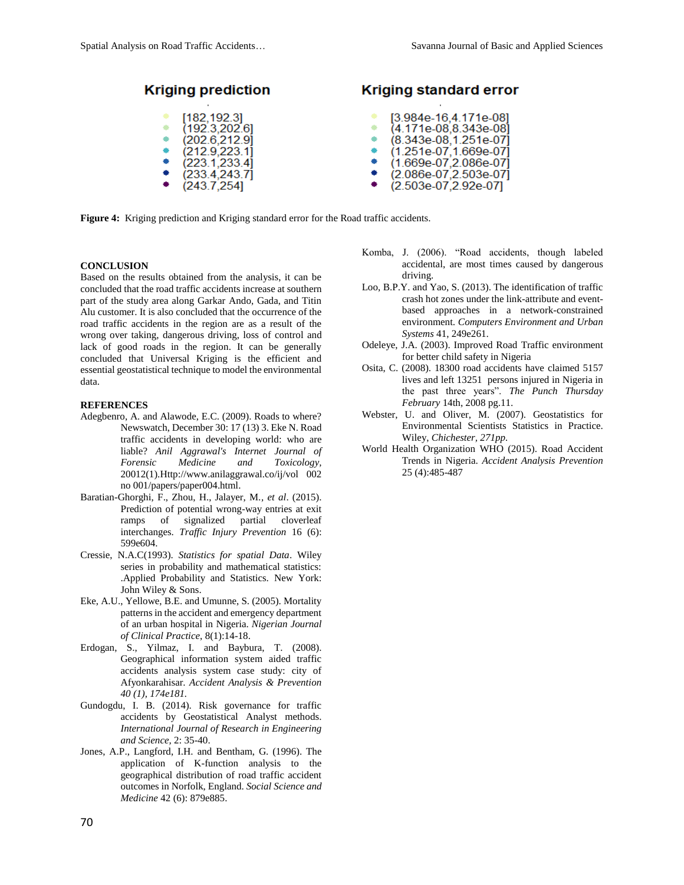Kriging prediction

[182,192.3]
(192.3,202.6]
(202.6,212.9]
(212.9,223.1]
(223.1,233.4]
(233.4,243.7]
(243.7,254]

Kriging standard error

[3.984e-16,4.171e-08]
(4.171e-08,8.343e-08]
(8.343e-08,1.251e-07]
(1.251e-07,1.669e-07]
(1.669e-07,2.086e-07]
(2.086e-07,2.503e-07]
(2.503e-07,2.92e-07]

**Figure 4:** Kriging prediction and Kriging standard error for the Road traffic accidents.

## CONCLUSION

Based on the results obtained from the analysis, it can be concluded that the road traffic accidents increase at southern part of the study area along Garkar Ando, Gada, and Titin Alu customer. It is also concluded that the occurrence of the road traffic accidents in the region are as a result of the wrong over taking, dangerous driving, loss of control and lack of good roads in the region. It can be generally concluded that Universal Kriging is the efficient and essential geostatistical technique to model the environmental data.

## REFERENCES

Adegbenro, A. and Alawode, E.C. (2009). Roads to where? Newswatch, December 30: 17 (13) 3. Eke N. Road traffic accidents in developing world: who are liable? *Anil Aggrawal's Internet Journal of Forensic Medicine and Toxicology*, 20012(1).Http://www.anilaggrawal.co/ij/vol 002 no 001/papers/paper004.html.

Baratian-Ghorghi, F., Zhou, H., Jalayer, M., *et al*. (2015). Prediction of potential wrong-way entries at exit ramps of signalized partial cloverleaf interchanges. *Traffic Injury Prevention* 16 (6): 599e604.

Cressie, N.A.C(1993). *Statistics for spatial Data*. Wiley series in probability and mathematical statistics: .Applied Probability and Statistics. New York: John Wiley & Sons.

Eke, A.U., Yellowe, B.E. and Umunne, S. (2005). Mortality patterns in the accident and emergency department of an urban hospital in Nigeria. *Nigerian Journal of Clinical Practice*, 8(1):14-18.

Erdogan, S., Yilmaz, I. and Baybura, T. (2008). Geographical information system aided traffic accidents analysis system case study: city of Afyonkarahisar. *Accident Analysis & Prevention 40 (1), 174e181.*

Gundogdu, I. B. (2014). Risk governance for traffic accidents by Geostatistical Analyst methods. *International Journal of Research in Engineering and Science*, 2: 35-40.

Jones, A.P., Langford, I.H. and Bentham, G. (1996). The application of K-function analysis to the geographical distribution of road traffic accident outcomes in Norfolk, England. *Social Science and Medicine* 42 (6): 879e885.

Komba, J. (2006). "Road accidents, though labeled accidental, are most times caused by dangerous driving.

Loo, B.P.Y. and Yao, S. (2013). The identification of traffic crash hot zones under the link-attribute and event-based approaches in a network-constrained environment. *Computers Environment and Urban Systems* 41, 249e261.

Odeleye, J.A. (2003). Improved Road Traffic environment for better child safety in Nigeria

Osita, C. (2008). 18300 road accidents have claimed 5157 lives and left 13251 persons injured in Nigeria in the past three years". *The Punch Thursday February* 14th, 2008 pg.11.

Webster, U. and Oliver, M. (2007). Geostatistics for Environmental Scientists Statistics in Practice. Wiley, *Chichester, 271pp.*

World Health Organization WHO (2015). Road Accident Trends in Nigeria. *Accident Analysis Prevention* 25 (4):485-487